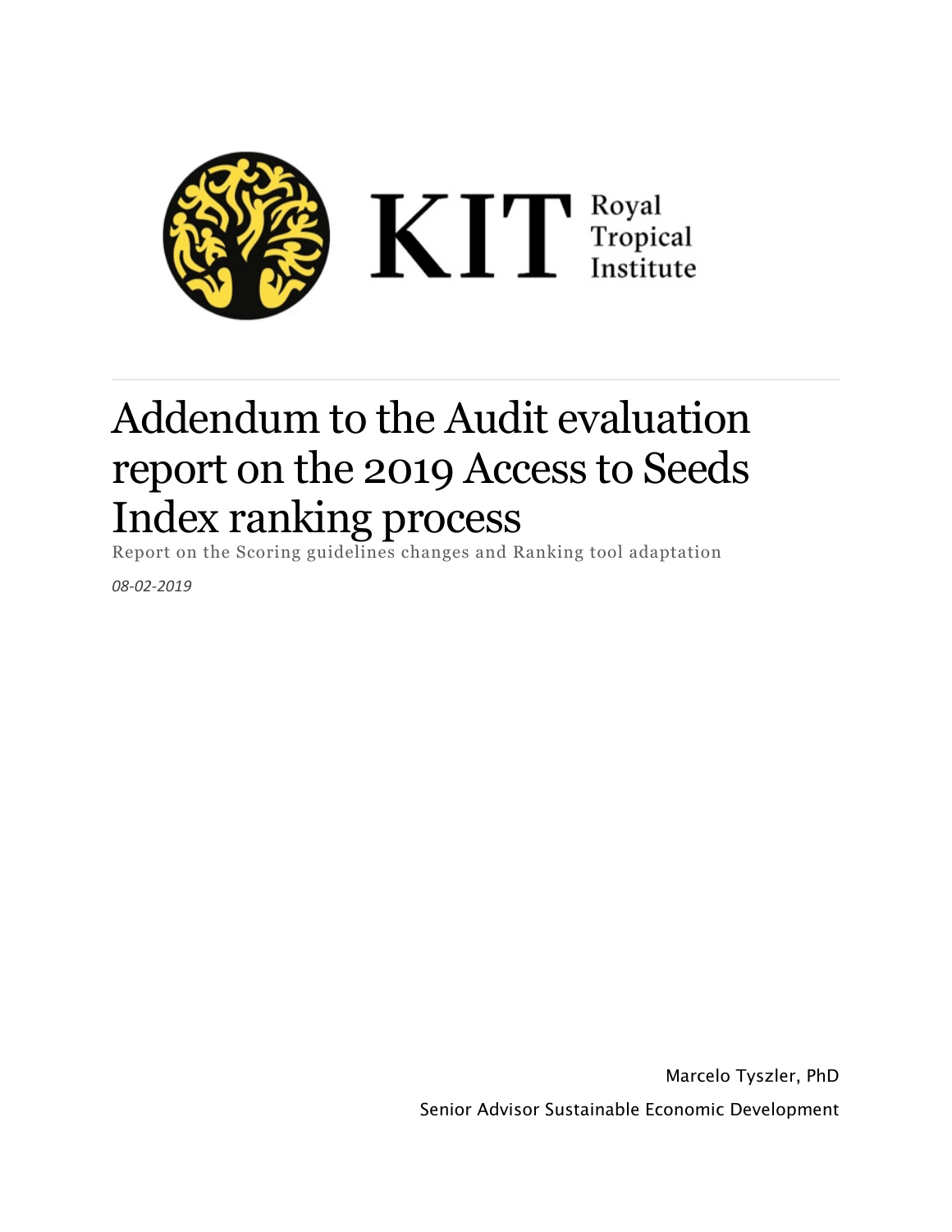KIT Royal Tropical Institute

# Addendum to the Audit evaluation report on the 2019 Access to Seeds Index ranking process

Report on the Scoring guidelines changes and Ranking tool adaptation

*08-02-2019*

Marcelo Tyszler, PhD

Senior Advisor Sustainable Economic Development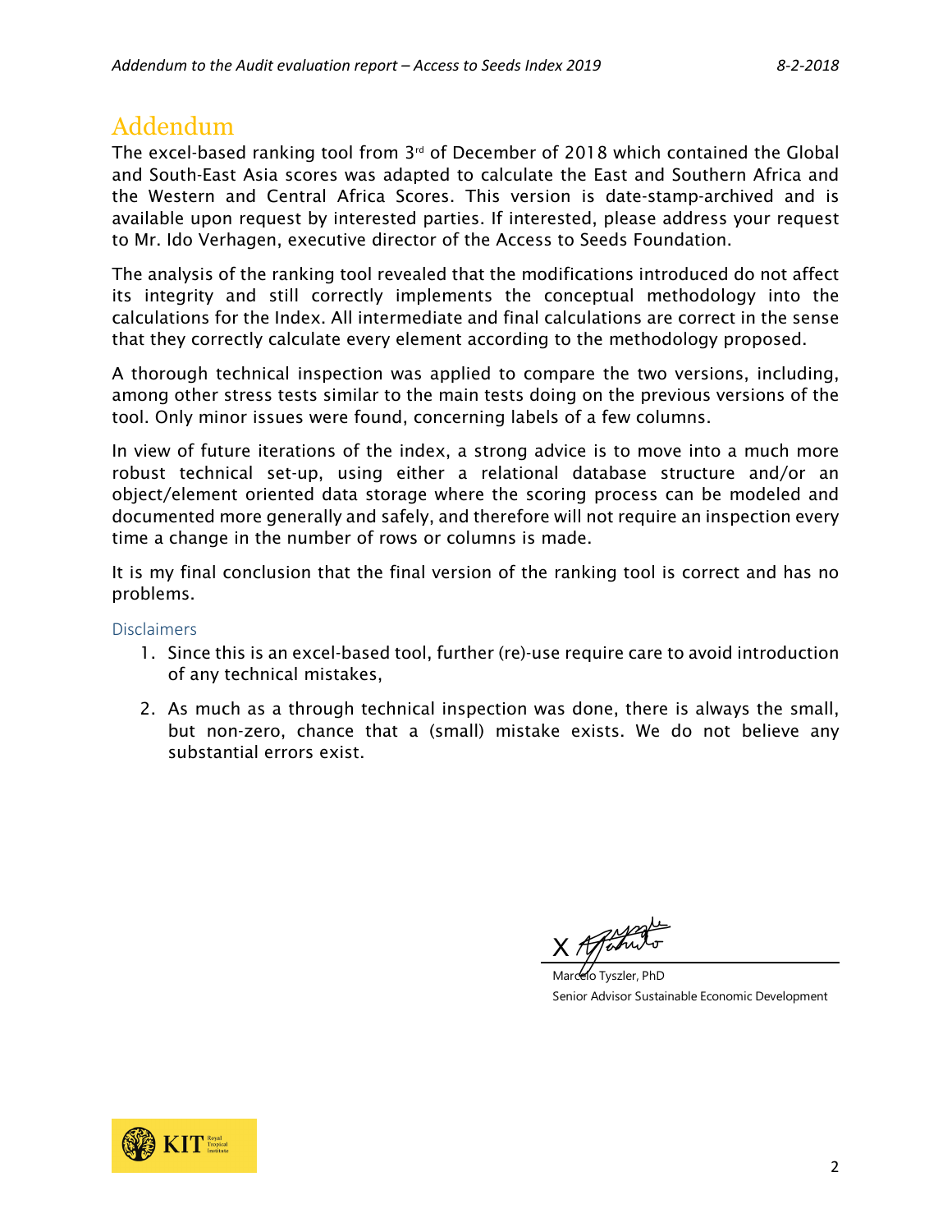## Addendum

The excel-based ranking tool from 3rd of December of 2018 which contained the Global and South-East Asia scores was adapted to calculate the East and Southern Africa and the Western and Central Africa Scores. This version is date-stamp-archived and is available upon request by interested parties. If interested, please address your request to Mr. Ido Verhagen, executive director of the Access to Seeds Foundation.

The analysis of the ranking tool revealed that the modifications introduced do not affect its integrity and still correctly implements the conceptual methodology into the calculations for the Index. All intermediate and final calculations are correct in the sense that they correctly calculate every element according to the methodology proposed.

A thorough technical inspection was applied to compare the two versions, including, among other stress tests similar to the main tests doing on the previous versions of the tool. Only minor issues were found, concerning labels of a few columns.

In view of future iterations of the index, a strong advice is to move into a much more robust technical set-up, using either a relational database structure and/or an object/element oriented data storage where the scoring process can be modeled and documented more generally and safely, and therefore will not require an inspection every time a change in the number of rows or columns is made.

It is my final conclusion that the final version of the ranking tool is correct and has no problems.

### Disclaimers

1. Since this is an excel-based tool, further (re)-use require care to avoid introduction of any technical mistakes,
2. As much as a through technical inspection was done, there is always the small, but non-zero, chance that a (small) mistake exists. We do not believe any substantial errors exist.

X

Marcelo Tyszler, PhD
Senior Advisor Sustainable Economic Development